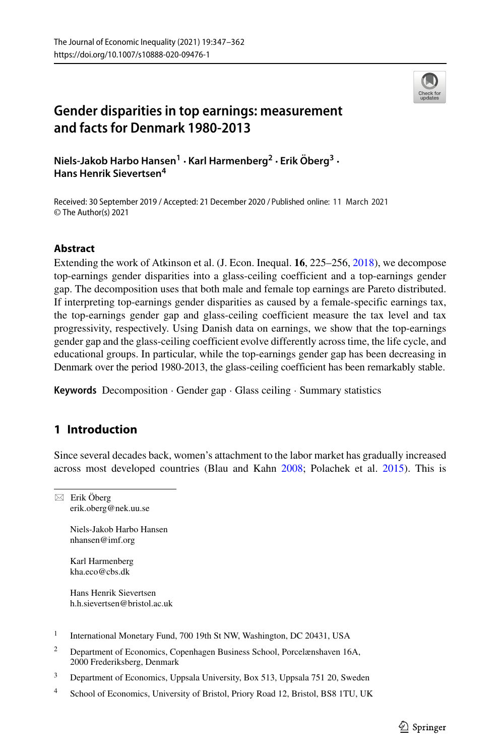# Gender disparities in top earnings: measurement and facts for Denmark 1980-2013

**Niels-Jakob Harbo Hansen[1] · Karl Harmenberg[2] · Erik Öberg[3] · Hans Henrik Sievertsen[4]**

Received: 30 September 2019 / Accepted: 21 December 2020 / Published online: 11 March 2021
© The Author(s) 2021

## Abstract

Extending the work of Atkinson et al. (J. Econ. Inequal. **16**, 225–256, 2018), we decompose top-earnings gender disparities into a glass-ceiling coefficient and a top-earnings gender gap. The decomposition uses that both male and female top earnings are Pareto distributed. If interpreting top-earnings gender disparities as caused by a female-specific earnings tax, the top-earnings gender gap and glass-ceiling coefficient measure the tax level and tax progressivity, respectively. Using Danish data on earnings, we show that the top-earnings gender gap and the glass-ceiling coefficient evolve differently across time, the life cycle, and educational groups. In particular, while the top-earnings gender gap has been decreasing in Denmark over the period 1980-2013, the glass-ceiling coefficient has been remarkably stable.

**Keywords** Decomposition · Gender gap · Glass ceiling · Summary statistics

## 1 Introduction

Since several decades back, women's attachment to the labor market has gradually increased across most developed countries (Blau and Kahn 2008; Polachek et al. 2015). This is

---

✉ Erik Öberg
erik.oberg@nek.uu.se

Niels-Jakob Harbo Hansen
nhansen@imf.org

Karl Harmenberg
kha.eco@cbs.dk

Hans Henrik Sievertsen
h.h.sievertsen@bristol.ac.uk

[1] International Monetary Fund, 700 19th St NW, Washington, DC 20431, USA

[2] Department of Economics, Copenhagen Business School, Porcelænshaven 16A, 2000 Frederiksberg, Denmark

[3] Department of Economics, Uppsala University, Box 513, Uppsala 751 20, Sweden

[4] School of Economics, University of Bristol, Priory Road 12, Bristol, BS8 1TU, UK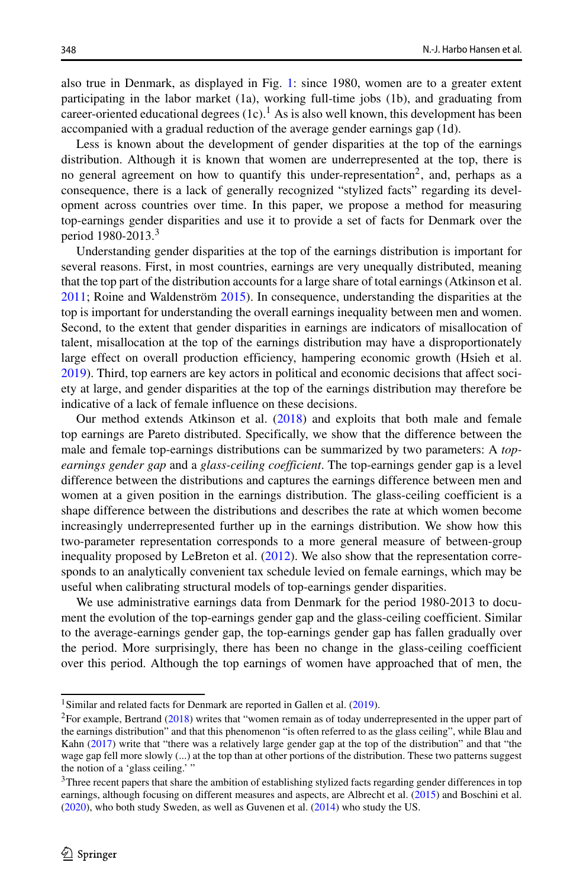also true in Denmark, as displayed in Fig. 1: since 1980, women are to a greater extent participating in the labor market (1a), working full-time jobs (1b), and graduating from career-oriented educational degrees (1c).[1] As is also well known, this development has been accompanied with a gradual reduction of the average gender earnings gap (1d).

Less is known about the development of gender disparities at the top of the earnings distribution. Although it is known that women are underrepresented at the top, there is no general agreement on how to quantify this under-representation[2], and, perhaps as a consequence, there is a lack of generally recognized "stylized facts" regarding its development across countries over time. In this paper, we propose a method for measuring top-earnings gender disparities and use it to provide a set of facts for Denmark over the period 1980-2013.[3]

Understanding gender disparities at the top of the earnings distribution is important for several reasons. First, in most countries, earnings are very unequally distributed, meaning that the top part of the distribution accounts for a large share of total earnings (Atkinson et al. 2011; Roine and Waldenström 2015). In consequence, understanding the disparities at the top is important for understanding the overall earnings inequality between men and women. Second, to the extent that gender disparities in earnings are indicators of misallocation of talent, misallocation at the top of the earnings distribution may have a disproportionately large effect on overall production efficiency, hampering economic growth (Hsieh et al. 2019). Third, top earners are key actors in political and economic decisions that affect society at large, and gender disparities at the top of the earnings distribution may therefore be indicative of a lack of female influence on these decisions.

Our method extends Atkinson et al. (2018) and exploits that both male and female top earnings are Pareto distributed. Specifically, we show that the difference between the male and female top-earnings distributions can be summarized by two parameters: A *top-earnings gender gap* and a *glass-ceiling coefficient*. The top-earnings gender gap is a level difference between the distributions and captures the earnings difference between men and women at a given position in the earnings distribution. The glass-ceiling coefficient is a shape difference between the distributions and describes the rate at which women become increasingly underrepresented further up in the earnings distribution. We show how this two-parameter representation corresponds to a more general measure of between-group inequality proposed by LeBreton et al. (2012). We also show that the representation corresponds to an analytically convenient tax schedule levied on female earnings, which may be useful when calibrating structural models of top-earnings gender disparities.

We use administrative earnings data from Denmark for the period 1980-2013 to document the evolution of the top-earnings gender gap and the glass-ceiling coefficient. Similar to the average-earnings gender gap, the top-earnings gender gap has fallen gradually over the period. More surprisingly, there has been no change in the glass-ceiling coefficient over this period. Although the top earnings of women have approached that of men, the

[1] Similar and related facts for Denmark are reported in Gallen et al. (2019).

[2] For example, Bertrand (2018) writes that "women remain as of today underrepresented in the upper part of the earnings distribution" and that this phenomenon "is often referred to as the glass ceiling", while Blau and Kahn (2017) write that "there was a relatively large gender gap at the top of the distribution" and that "the wage gap fell more slowly (...) at the top than at other portions of the distribution. These two patterns suggest the notion of a 'glass ceiling.' "

[3] Three recent papers that share the ambition of establishing stylized facts regarding gender differences in top earnings, although focusing on different measures and aspects, are Albrecht et al. (2015) and Boschini et al. (2020), who both study Sweden, as well as Guvenen et al. (2014) who study the US.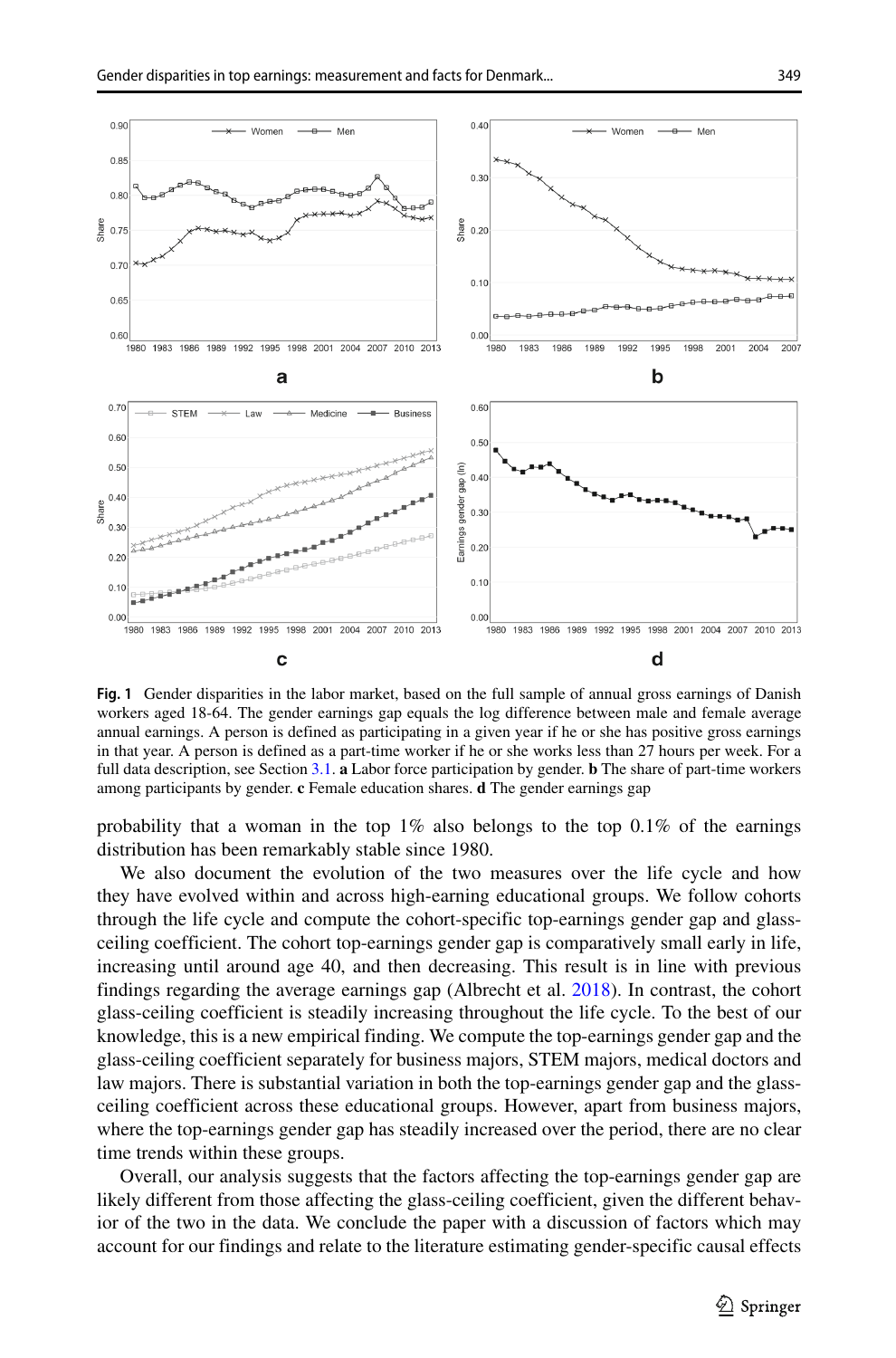**Fig. 1** Gender disparities in the labor market, based on the full sample of annual gross earnings of Danish workers aged 18-64. The gender earnings gap equals the log difference between male and female average annual earnings. A person is defined as participating in a given year if he or she has positive gross earnings in that year. A person is defined as a part-time worker if he or she works less than 27 hours per week. For a full data description, see Section 3.1. **a** Labor force participation by gender. **b** The share of part-time workers among participants by gender. **c** Female education shares. **d** The gender earnings gap

probability that a woman in the top 1% also belongs to the top 0.1% of the earnings distribution has been remarkably stable since 1980.

We also document the evolution of the two measures over the life cycle and how they have evolved within and across high-earning educational groups. We follow cohorts through the life cycle and compute the cohort-specific top-earnings gender gap and glass-ceiling coefficient. The cohort top-earnings gender gap is comparatively small early in life, increasing until around age 40, and then decreasing. This result is in line with previous findings regarding the average earnings gap (Albrecht et al. 2018). In contrast, the cohort glass-ceiling coefficient is steadily increasing throughout the life cycle. To the best of our knowledge, this is a new empirical finding. We compute the top-earnings gender gap and the glass-ceiling coefficient separately for business majors, STEM majors, medical doctors and law majors. There is substantial variation in both the top-earnings gender gap and the glass-ceiling coefficient across these educational groups. However, apart from business majors, where the top-earnings gender gap has steadily increased over the period, there are no clear time trends within these groups.

Overall, our analysis suggests that the factors affecting the top-earnings gender gap are likely different from those affecting the glass-ceiling coefficient, given the different behavior of the two in the data. We conclude the paper with a discussion of factors which may account for our findings and relate to the literature estimating gender-specific causal effects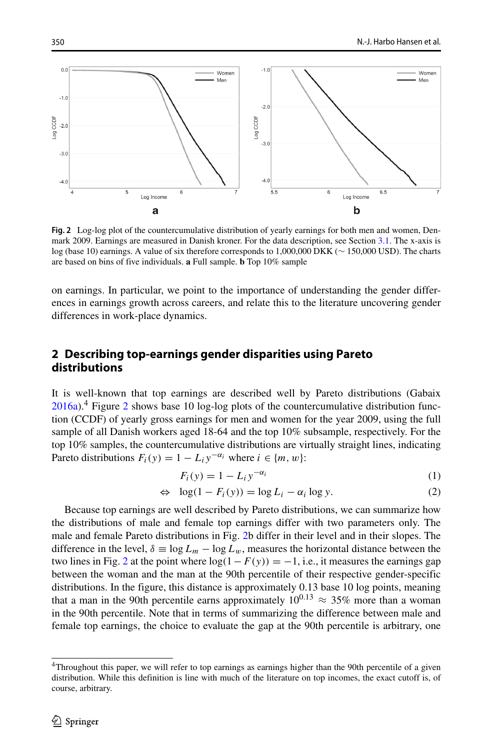**Fig. 2** Log-log plot of the countercumulative distribution of yearly earnings for both men and women, Denmark 2009. Earnings are measured in Danish kroner. For the data description, see Section 3.1. The x-axis is log (base 10) earnings. A value of six therefore corresponds to 1,000,000 DKK ($\sim$ 150,000 USD). The charts are based on bins of five individuals. **a** Full sample. **b** Top 10% sample

on earnings. In particular, we point to the importance of understanding the gender differences in earnings growth across careers, and relate this to the literature uncovering gender differences in work-place dynamics.

## 2 Describing top-earnings gender disparities using Pareto distributions

It is well-known that top earnings are described well by Pareto distributions (Gabaix 2016a).[4] Figure 2 shows base 10 log-log plots of the countercumulative distribution function (CCDF) of yearly gross earnings for men and women for the year 2009, using the full sample of all Danish workers aged 18-64 and the top 10% subsample, respectively. For the top 10% samples, the countercumulative distributions are virtually straight lines, indicating Pareto distributions $F_i(y) = 1 - L_i y^{-\alpha_i}$ where $i \in \{m, w\}$:

$$F_i(y) = 1 - L_i y^{-\alpha_i} \tag{1}$$

$$\Leftrightarrow \quad \log(1 - F_i(y)) = \log L_i - \alpha_i \log y. \tag{2}$$

Because top earnings are well described by Pareto distributions, we can summarize how the distributions of male and female top earnings differ with two parameters only. The male and female Pareto distributions in Fig. 2b differ in their level and in their slopes. The difference in the level, $\delta \equiv \log L_m - \log L_w$, measures the horizontal distance between the two lines in Fig. 2 at the point where $\log(1 - F(y)) = -1$, i.e., it measures the earnings gap between the woman and the man at the 90th percentile of their respective gender-specific distributions. In the figure, this distance is approximately 0.13 base 10 log points, meaning that a man in the 90th percentile earns approximately $10^{0.13} \approx 35\%$ more than a woman in the 90th percentile. Note that in terms of summarizing the difference between male and female top earnings, the choice to evaluate the gap at the 90th percentile is arbitrary, one

[4] Throughout this paper, we will refer to top earnings as earnings higher than the 90th percentile of a given distribution. While this definition is line with much of the literature on top incomes, the exact cutoff is, of course, arbitrary.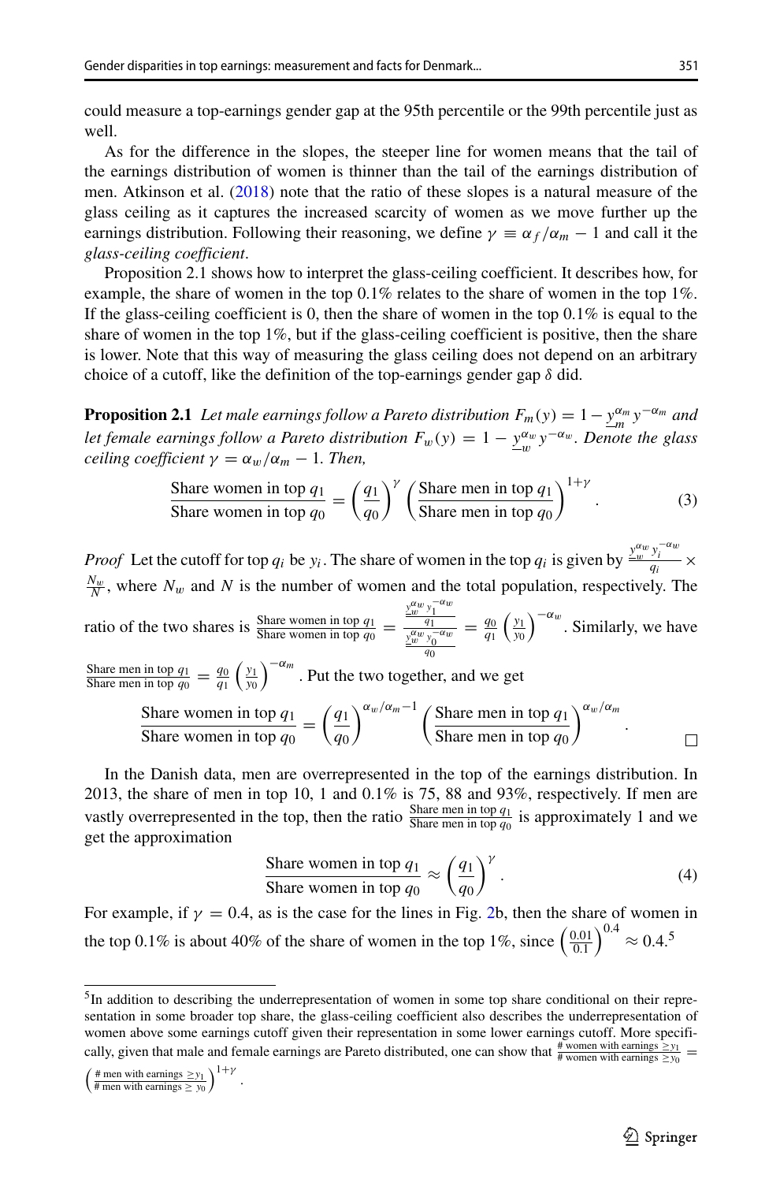could measure a top-earnings gender gap at the 95th percentile or the 99th percentile just as well.

As for the difference in the slopes, the steeper line for women means that the tail of the earnings distribution of women is thinner than the tail of the earnings distribution of men. Atkinson et al. (2018) note that the ratio of these slopes is a natural measure of the glass ceiling as it captures the increased scarcity of women as we move further up the earnings distribution. Following their reasoning, we define $\gamma \equiv \alpha_f/\alpha_m - 1$ and call it the *glass-ceiling coefficient*.

Proposition 2.1 shows how to interpret the glass-ceiling coefficient. It describes how, for example, the share of women in the top 0.1% relates to the share of women in the top 1%. If the glass-ceiling coefficient is 0, then the share of women in the top 0.1% is equal to the share of women in the top 1%, but if the glass-ceiling coefficient is positive, then the share is lower. Note that this way of measuring the glass ceiling does not depend on an arbitrary choice of a cutoff, like the definition of the top-earnings gender gap $\delta$ did.

**Proposition 2.1** *Let male earnings follow a Pareto distribution $F_m(y) = 1 - \underline{y}_m^{\alpha_m} y^{-\alpha_m}$ and let female earnings follow a Pareto distribution $F_w(y) = 1 - \underline{y}_w^{\alpha_w} y^{-\alpha_w}$. Denote the glass ceiling coefficient $\gamma = \alpha_w/\alpha_m - 1$. Then,*

$$\frac{\text{Share women in top } q_1}{\text{Share women in top } q_0} = \left(\frac{q_1}{q_0}\right)^{\gamma} \left(\frac{\text{Share men in top } q_1}{\text{Share men in top } q_0}\right)^{1+\gamma}. \tag{3}$$

*Proof* Let the cutoff for top $q_i$ be $y_i$. The share of women in the top $q_i$ is given by $\frac{\underline{y}_w^{\alpha_w} y_i^{-\alpha_w}}{q_i} \times \frac{N_w}{N}$, where $N_w$ and $N$ is the number of women and the total population, respectively. The ratio of the two shares is $\frac{\text{Share women in top } q_1}{\text{Share women in top } q_0} = \frac{\frac{\underline{y}_w^{\alpha_w} y_1^{-\alpha_w}}{q_1}}{\frac{\underline{y}_w^{\alpha_w} y_0^{-\alpha_w}}{q_0}} = \frac{q_0}{q_1}\left(\frac{y_1}{y_0}\right)^{-\alpha_w}$. Similarly, we have $\frac{\text{Share men in top } q_1}{\text{Share men in top } q_0} = \frac{q_0}{q_1}\left(\frac{y_1}{y_0}\right)^{-\alpha_m}$. Put the two together, and we get

$$\frac{\text{Share women in top } q_1}{\text{Share women in top } q_0} = \left(\frac{q_1}{q_0}\right)^{\alpha_w/\alpha_m - 1} \left(\frac{\text{Share men in top } q_1}{\text{Share men in top } q_0}\right)^{\alpha_w/\alpha_m}.$$

□

In the Danish data, men are overrepresented in the top of the earnings distribution. In 2013, the share of men in top 10, 1 and 0.1% is 75, 88 and 93%, respectively. If men are vastly overrepresented in the top, then the ratio $\frac{\text{Share men in top } q_1}{\text{Share men in top } q_0}$ is approximately 1 and we get the approximation

$$\frac{\text{Share women in top } q_1}{\text{Share women in top } q_0} \approx \left(\frac{q_1}{q_0}\right)^{\gamma}. \tag{4}$$

For example, if $\gamma = 0.4$, as is the case for the lines in Fig. 2b, then the share of women in the top 0.1% is about 40% of the share of women in the top 1%, since $\left(\frac{0.01}{0.1}\right)^{0.4} \approx 0.4$.[5]

[5] In addition to describing the underrepresentation of women in some top share conditional on their representation in some broader top share, the glass-ceiling coefficient also describes the underrepresentation of women above some earnings cutoff given their representation in some lower earnings cutoff. More specifically, given that male and female earnings are Pareto distributed, one can show that $\frac{\text{\# women with earnings} \geq y_1}{\text{\# women with earnings} \geq y_0} = \left(\frac{\text{\# men with earnings} \geq y_1}{\text{\# men with earnings} \geq y_0}\right)^{1+\gamma}$.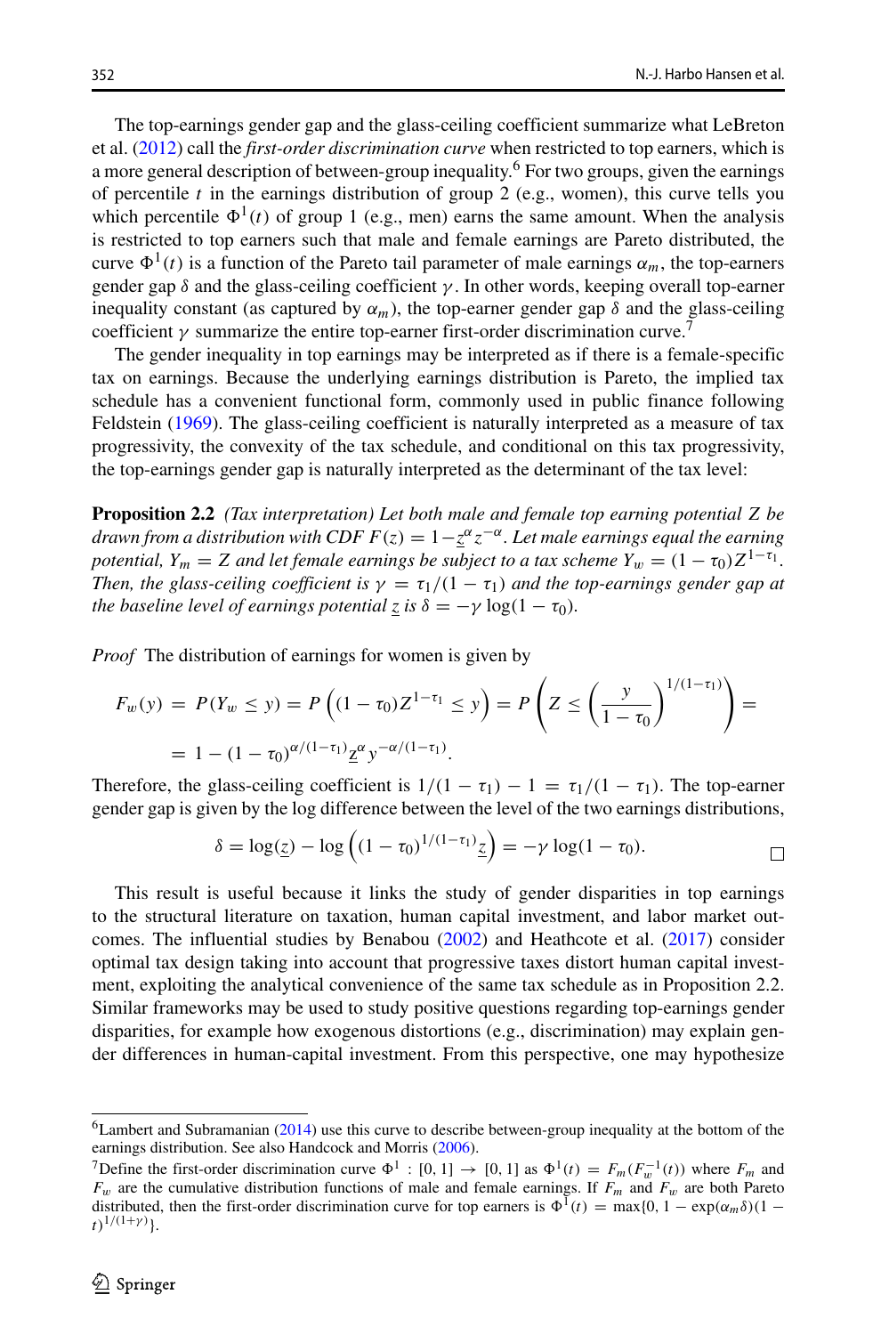The top-earnings gender gap and the glass-ceiling coefficient summarize what LeBreton et al. (2012) call the *first-order discrimination curve* when restricted to top earners, which is a more general description of between-group inequality.[6] For two groups, given the earnings of percentile $t$ in the earnings distribution of group 2 (e.g., women), this curve tells you which percentile $\Phi^1(t)$ of group 1 (e.g., men) earns the same amount. When the analysis is restricted to top earners such that male and female earnings are Pareto distributed, the curve $\Phi^1(t)$ is a function of the Pareto tail parameter of male earnings $\alpha_m$, the top-earners gender gap $\delta$ and the glass-ceiling coefficient $\gamma$. In other words, keeping overall top-earner inequality constant (as captured by $\alpha_m$), the top-earner gender gap $\delta$ and the glass-ceiling coefficient $\gamma$ summarize the entire top-earner first-order discrimination curve.[7]

The gender inequality in top earnings may be interpreted as if there is a female-specific tax on earnings. Because the underlying earnings distribution is Pareto, the implied tax schedule has a convenient functional form, commonly used in public finance following Feldstein (1969). The glass-ceiling coefficient is naturally interpreted as a measure of tax progressivity, the convexity of the tax schedule, and conditional on this tax progressivity, the top-earnings gender gap is naturally interpreted as the determinant of the tax level:

**Proposition 2.2** *(Tax interpretation) Let both male and female top earning potential $Z$ be drawn from a distribution with CDF $F(z) = 1 - \underline{z}^{\alpha} z^{-\alpha}$. Let male earnings equal the earning potential, $Y_m = Z$ and let female earnings be subject to a tax scheme $Y_w = (1-\tau_0)Z^{1-\tau_1}$. Then, the glass-ceiling coefficient is $\gamma = \tau_1/(1-\tau_1)$ and the top-earnings gender gap at the baseline level of earnings potential $\underline{z}$ is $\delta = -\gamma \log(1-\tau_0)$.*

*Proof* The distribution of earnings for women is given by

$$F_w(y) = P(Y_w \le y) = P\left((1-\tau_0)Z^{1-\tau_1} \le y\right) = P\left(Z \le \left(\frac{y}{1-\tau_0}\right)^{1/(1-\tau_1)}\right) =$$

$$= 1 - (1-\tau_0)^{\alpha/(1-\tau_1)} \underline{z}^{\alpha} y^{-\alpha/(1-\tau_1)}.$$

Therefore, the glass-ceiling coefficient is $1/(1-\tau_1) - 1 = \tau_1/(1-\tau_1)$. The top-earner gender gap is given by the log difference between the level of the two earnings distributions,

$$\delta = \log(\underline{z}) - \log\left((1-\tau_0)^{1/(1-\tau_1)}\underline{z}\right) = -\gamma \log(1-\tau_0).$$

□

This result is useful because it links the study of gender disparities in top earnings to the structural literature on taxation, human capital investment, and labor market outcomes. The influential studies by Benabou (2002) and Heathcote et al. (2017) consider optimal tax design taking into account that progressive taxes distort human capital investment, exploiting the analytical convenience of the same tax schedule as in Proposition 2.2. Similar frameworks may be used to study positive questions regarding top-earnings gender disparities, for example how exogenous distortions (e.g., discrimination) may explain gender differences in human-capital investment. From this perspective, one may hypothesize

---

[6] Lambert and Subramanian (2014) use this curve to describe between-group inequality at the bottom of the earnings distribution. See also Handcock and Morris (2006).

[7] Define the first-order discrimination curve $\Phi^1 : [0,1] \to [0,1]$ as $\Phi^1(t) = F_m(F_w^{-1}(t))$ where $F_m$ and $F_w$ are the cumulative distribution functions of male and female earnings. If $F_m$ and $F_w$ are both Pareto distributed, then the first-order discrimination curve for top earners is $\Phi^1(t) = \max\{0, 1 - \exp(\alpha_m \delta)(1-t)^{1/(1+\gamma)}\}$.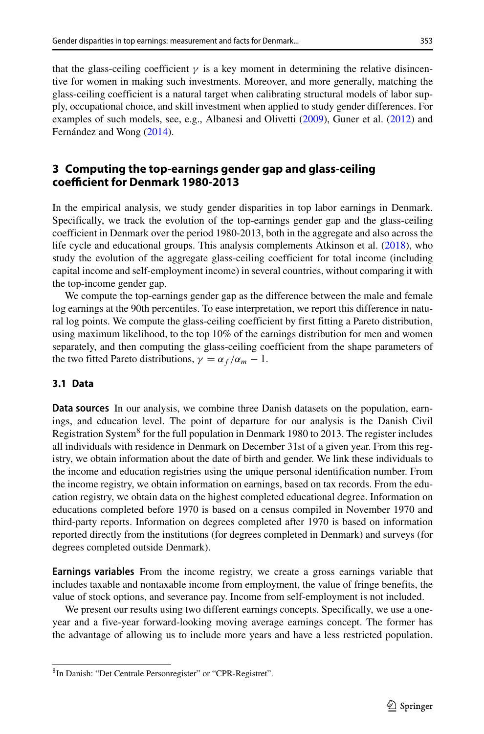that the glass-ceiling coefficient $\gamma$ is a key moment in determining the relative disincentive for women in making such investments. Moreover, and more generally, matching the glass-ceiling coefficient is a natural target when calibrating structural models of labor supply, occupational choice, and skill investment when applied to study gender differences. For examples of such models, see, e.g., Albanesi and Olivetti (2009), Guner et al. (2012) and Fernández and Wong (2014).

## 3 Computing the top-earnings gender gap and glass-ceiling coefficient for Denmark 1980-2013

In the empirical analysis, we study gender disparities in top labor earnings in Denmark. Specifically, we track the evolution of the top-earnings gender gap and the glass-ceiling coefficient in Denmark over the period 1980-2013, both in the aggregate and also across the life cycle and educational groups. This analysis complements Atkinson et al. (2018), who study the evolution of the aggregate glass-ceiling coefficient for total income (including capital income and self-employment income) in several countries, without comparing it with the top-income gender gap.

We compute the top-earnings gender gap as the difference between the male and female log earnings at the 90th percentiles. To ease interpretation, we report this difference in natural log points. We compute the glass-ceiling coefficient by first fitting a Pareto distribution, using maximum likelihood, to the top 10% of the earnings distribution for men and women separately, and then computing the glass-ceiling coefficient from the shape parameters of the two fitted Pareto distributions, $\gamma = \alpha_f/\alpha_m - 1$.

### 3.1 Data

**Data sources** In our analysis, we combine three Danish datasets on the population, earnings, and education level. The point of departure for our analysis is the Danish Civil Registration System[8] for the full population in Denmark 1980 to 2013. The register includes all individuals with residence in Denmark on December 31st of a given year. From this registry, we obtain information about the date of birth and gender. We link these individuals to the income and education registries using the unique personal identification number. From the income registry, we obtain information on earnings, based on tax records. From the education registry, we obtain data on the highest completed educational degree. Information on educations completed before 1970 is based on a census compiled in November 1970 and third-party reports. Information on degrees completed after 1970 is based on information reported directly from the institutions (for degrees completed in Denmark) and surveys (for degrees completed outside Denmark).

**Earnings variables** From the income registry, we create a gross earnings variable that includes taxable and nontaxable income from employment, the value of fringe benefits, the value of stock options, and severance pay. Income from self-employment is not included.

We present our results using two different earnings concepts. Specifically, we use a one-year and a five-year forward-looking moving average earnings concept. The former has the advantage of allowing us to include more years and have a less restricted population.

[8] In Danish: "Det Centrale Personregister" or "CPR-Registret".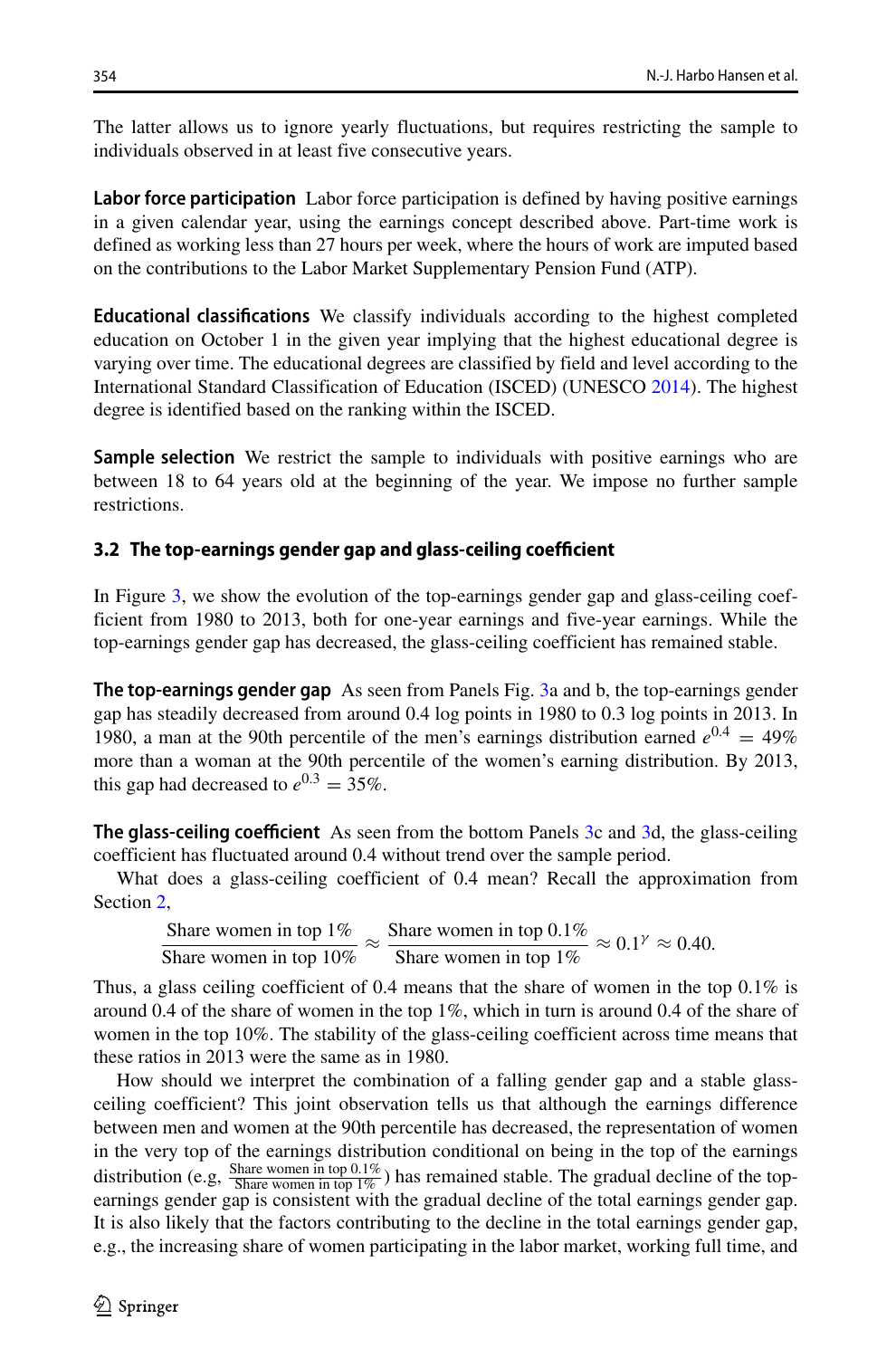The latter allows us to ignore yearly fluctuations, but requires restricting the sample to individuals observed in at least five consecutive years.

**Labor force participation** Labor force participation is defined by having positive earnings in a given calendar year, using the earnings concept described above. Part-time work is defined as working less than 27 hours per week, where the hours of work are imputed based on the contributions to the Labor Market Supplementary Pension Fund (ATP).

**Educational classifications** We classify individuals according to the highest completed education on October 1 in the given year implying that the highest educational degree is varying over time. The educational degrees are classified by field and level according to the International Standard Classification of Education (ISCED) (UNESCO 2014). The highest degree is identified based on the ranking within the ISCED.

**Sample selection** We restrict the sample to individuals with positive earnings who are between 18 to 64 years old at the beginning of the year. We impose no further sample restrictions.

### 3.2 The top-earnings gender gap and glass-ceiling coefficient

In Figure 3, we show the evolution of the top-earnings gender gap and glass-ceiling coefficient from 1980 to 2013, both for one-year earnings and five-year earnings. While the top-earnings gender gap has decreased, the glass-ceiling coefficient has remained stable.

**The top-earnings gender gap** As seen from Panels Fig. 3a and b, the top-earnings gender gap has steadily decreased from around 0.4 log points in 1980 to 0.3 log points in 2013. In 1980, a man at the 90th percentile of the men's earnings distribution earned $e^{0.4} = 49\%$ more than a woman at the 90th percentile of the women's earning distribution. By 2013, this gap had decreased to $e^{0.3} = 35\%$.

**The glass-ceiling coefficient** As seen from the bottom Panels 3c and 3d, the glass-ceiling coefficient has fluctuated around 0.4 without trend over the sample period.

What does a glass-ceiling coefficient of 0.4 mean? Recall the approximation from Section 2,

$$\frac{\text{Share women in top 1\%}}{\text{Share women in top 10\%}} \approx \frac{\text{Share women in top 0.1\%}}{\text{Share women in top 1\%}} \approx 0.1^{\gamma} \approx 0.40.$$

Thus, a glass ceiling coefficient of 0.4 means that the share of women in the top 0.1% is around 0.4 of the share of women in the top 1%, which in turn is around 0.4 of the share of women in the top 10%. The stability of the glass-ceiling coefficient across time means that these ratios in 2013 were the same as in 1980.

How should we interpret the combination of a falling gender gap and a stable glass-ceiling coefficient? This joint observation tells us that although the earnings difference between men and women at the 90th percentile has decreased, the representation of women in the very top of the earnings distribution conditional on being in the top of the earnings distribution (e.g, $\frac{\text{Share women in top 0.1\%}}{\text{Share women in top 1\%}}$) has remained stable. The gradual decline of the top-earnings gender gap is consistent with the gradual decline of the total earnings gender gap. It is also likely that the factors contributing to the decline in the total earnings gender gap, e.g., the increasing share of women participating in the labor market, working full time, and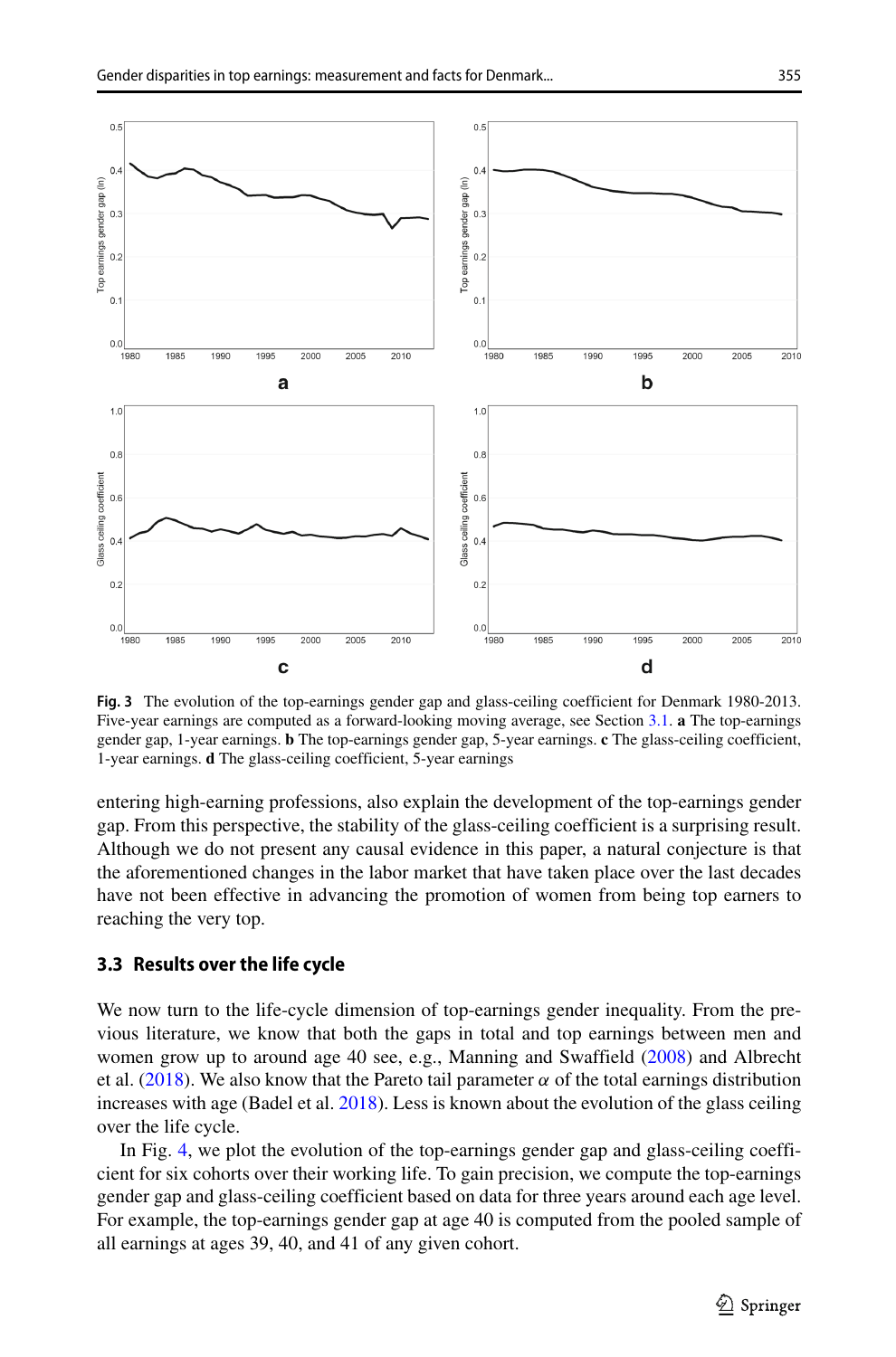Fig. 3 The evolution of the top-earnings gender gap and glass-ceiling coefficient for Denmark 1980-2013. Five-year earnings are computed as a forward-looking moving average, see Section 3.1. **a** The top-earnings gender gap, 1-year earnings. **b** The top-earnings gender gap, 5-year earnings. **c** The glass-ceiling coefficient, 1-year earnings. **d** The glass-ceiling coefficient, 5-year earnings

entering high-earning professions, also explain the development of the top-earnings gender gap. From this perspective, the stability of the glass-ceiling coefficient is a surprising result. Although we do not present any causal evidence in this paper, a natural conjecture is that the aforementioned changes in the labor market that have taken place over the last decades have not been effective in advancing the promotion of women from being top earners to reaching the very top.

### 3.3 Results over the life cycle

We now turn to the life-cycle dimension of top-earnings gender inequality. From the previous literature, we know that both the gaps in total and top earnings between men and women grow up to around age 40 see, e.g., Manning and Swaffield (2008) and Albrecht et al. (2018). We also know that the Pareto tail parameter $\alpha$ of the total earnings distribution increases with age (Badel et al. 2018). Less is known about the evolution of the glass ceiling over the life cycle.

In Fig. 4, we plot the evolution of the top-earnings gender gap and glass-ceiling coefficient for six cohorts over their working life. To gain precision, we compute the top-earnings gender gap and glass-ceiling coefficient based on data for three years around each age level. For example, the top-earnings gender gap at age 40 is computed from the pooled sample of all earnings at ages 39, 40, and 41 of any given cohort.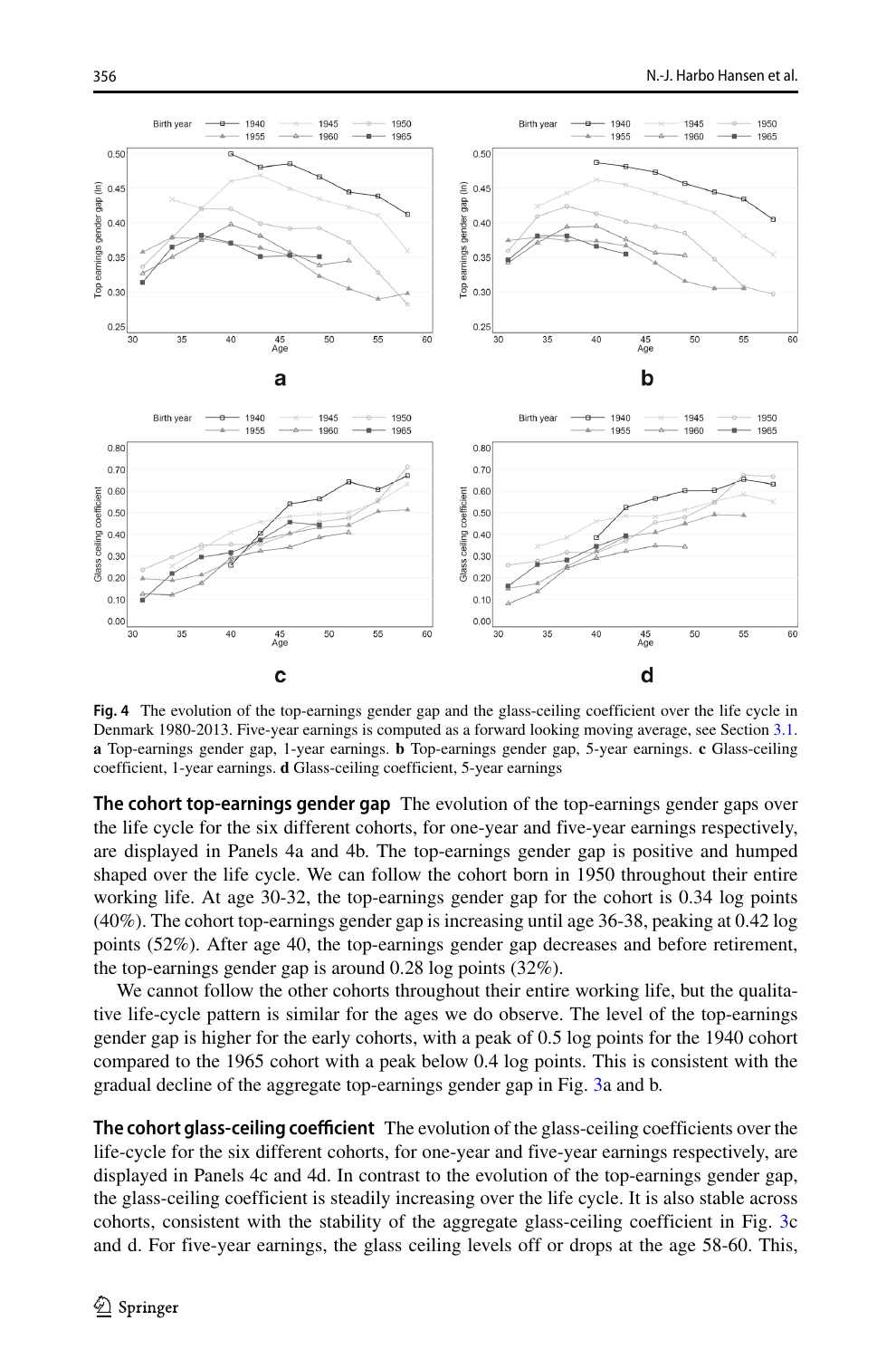**Fig. 4** The evolution of the top-earnings gender gap and the glass-ceiling coefficient over the life cycle in Denmark 1980-2013. Five-year earnings is computed as a forward looking moving average, see Section 3.1. **a** Top-earnings gender gap, 1-year earnings. **b** Top-earnings gender gap, 5-year earnings. **c** Glass-ceiling coefficient, 1-year earnings. **d** Glass-ceiling coefficient, 5-year earnings

**The cohort top-earnings gender gap** The evolution of the top-earnings gender gaps over the life cycle for the six different cohorts, for one-year and five-year earnings respectively, are displayed in Panels 4a and 4b. The top-earnings gender gap is positive and humped shaped over the life cycle. We can follow the cohort born in 1950 throughout their entire working life. At age 30-32, the top-earnings gender gap for the cohort is 0.34 log points (40%). The cohort top-earnings gender gap is increasing until age 36-38, peaking at 0.42 log points (52%). After age 40, the top-earnings gender gap decreases and before retirement, the top-earnings gender gap is around 0.28 log points (32%).

We cannot follow the other cohorts throughout their entire working life, but the qualitative life-cycle pattern is similar for the ages we do observe. The level of the top-earnings gender gap is higher for the early cohorts, with a peak of 0.5 log points for the 1940 cohort compared to the 1965 cohort with a peak below 0.4 log points. This is consistent with the gradual decline of the aggregate top-earnings gender gap in Fig. 3a and b.

**The cohort glass-ceiling coefficient** The evolution of the glass-ceiling coefficients over the life-cycle for the six different cohorts, for one-year and five-year earnings respectively, are displayed in Panels 4c and 4d. In contrast to the evolution of the top-earnings gender gap, the glass-ceiling coefficient is steadily increasing over the life cycle. It is also stable across cohorts, consistent with the stability of the aggregate glass-ceiling coefficient in Fig. 3c and d. For five-year earnings, the glass ceiling levels off or drops at the age 58-60. This,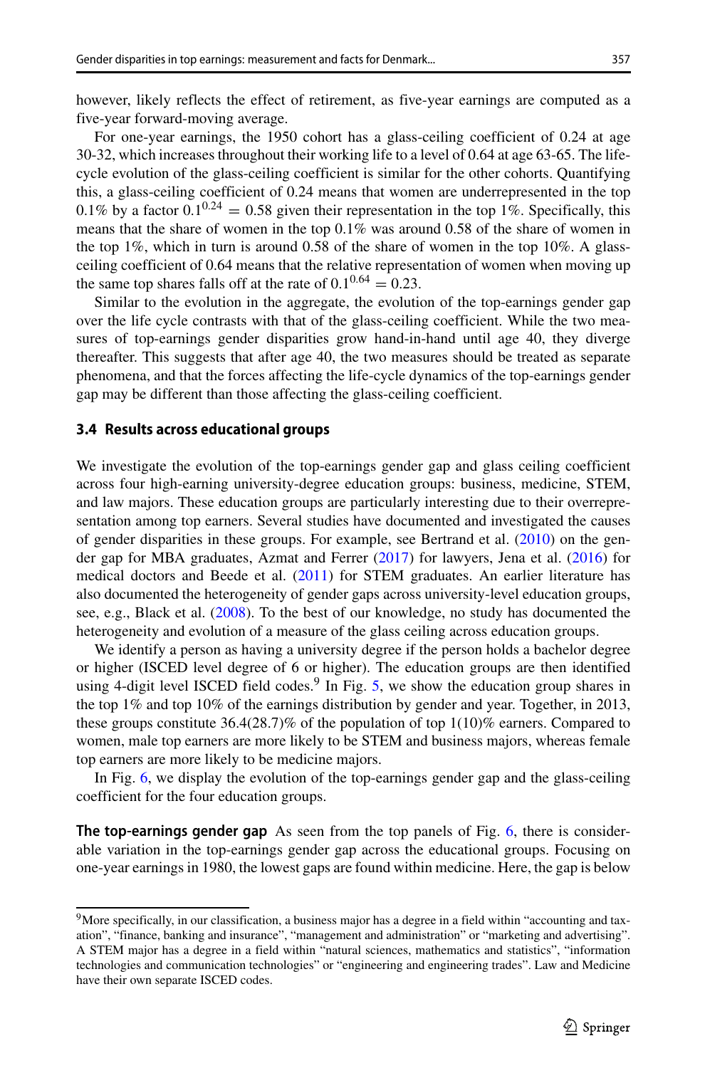however, likely reflects the effect of retirement, as five-year earnings are computed as a five-year forward-moving average.

For one-year earnings, the 1950 cohort has a glass-ceiling coefficient of 0.24 at age 30-32, which increases throughout their working life to a level of 0.64 at age 63-65. The life-cycle evolution of the glass-ceiling coefficient is similar for the other cohorts. Quantifying this, a glass-ceiling coefficient of 0.24 means that women are underrepresented in the top 0.1% by a factor $0.1^{0.24} = 0.58$ given their representation in the top 1%. Specifically, this means that the share of women in the top 0.1% was around 0.58 of the share of women in the top 1%, which in turn is around 0.58 of the share of women in the top 10%. A glass-ceiling coefficient of 0.64 means that the relative representation of women when moving up the same top shares falls off at the rate of $0.1^{0.64} = 0.23$.

Similar to the evolution in the aggregate, the evolution of the top-earnings gender gap over the life cycle contrasts with that of the glass-ceiling coefficient. While the two measures of top-earnings gender disparities grow hand-in-hand until age 40, they diverge thereafter. This suggests that after age 40, the two measures should be treated as separate phenomena, and that the forces affecting the life-cycle dynamics of the top-earnings gender gap may be different than those affecting the glass-ceiling coefficient.

### 3.4 Results across educational groups

We investigate the evolution of the top-earnings gender gap and glass ceiling coefficient across four high-earning university-degree education groups: business, medicine, STEM, and law majors. These education groups are particularly interesting due to their overrepresentation among top earners. Several studies have documented and investigated the causes of gender disparities in these groups. For example, see Bertrand et al. (2010) on the gender gap for MBA graduates, Azmat and Ferrer (2017) for lawyers, Jena et al. (2016) for medical doctors and Beede et al. (2011) for STEM graduates. An earlier literature has also documented the heterogeneity of gender gaps across university-level education groups, see, e.g., Black et al. (2008). To the best of our knowledge, no study has documented the heterogeneity and evolution of a measure of the glass ceiling across education groups.

We identify a person as having a university degree if the person holds a bachelor degree or higher (ISCED level degree of 6 or higher). The education groups are then identified using 4-digit level ISCED field codes.[9] In Fig. 5, we show the education group shares in the top 1% and top 10% of the earnings distribution by gender and year. Together, in 2013, these groups constitute 36.4(28.7)% of the population of top 1(10)% earners. Compared to women, male top earners are more likely to be STEM and business majors, whereas female top earners are more likely to be medicine majors.

In Fig. 6, we display the evolution of the top-earnings gender gap and the glass-ceiling coefficient for the four education groups.

**The top-earnings gender gap** As seen from the top panels of Fig. 6, there is considerable variation in the top-earnings gender gap across the educational groups. Focusing on one-year earnings in 1980, the lowest gaps are found within medicine. Here, the gap is below

[9] More specifically, in our classification, a business major has a degree in a field within "accounting and taxation", "finance, banking and insurance", "management and administration" or "marketing and advertising". A STEM major has a degree in a field within "natural sciences, mathematics and statistics", "information technologies and communication technologies" or "engineering and engineering trades". Law and Medicine have their own separate ISCED codes.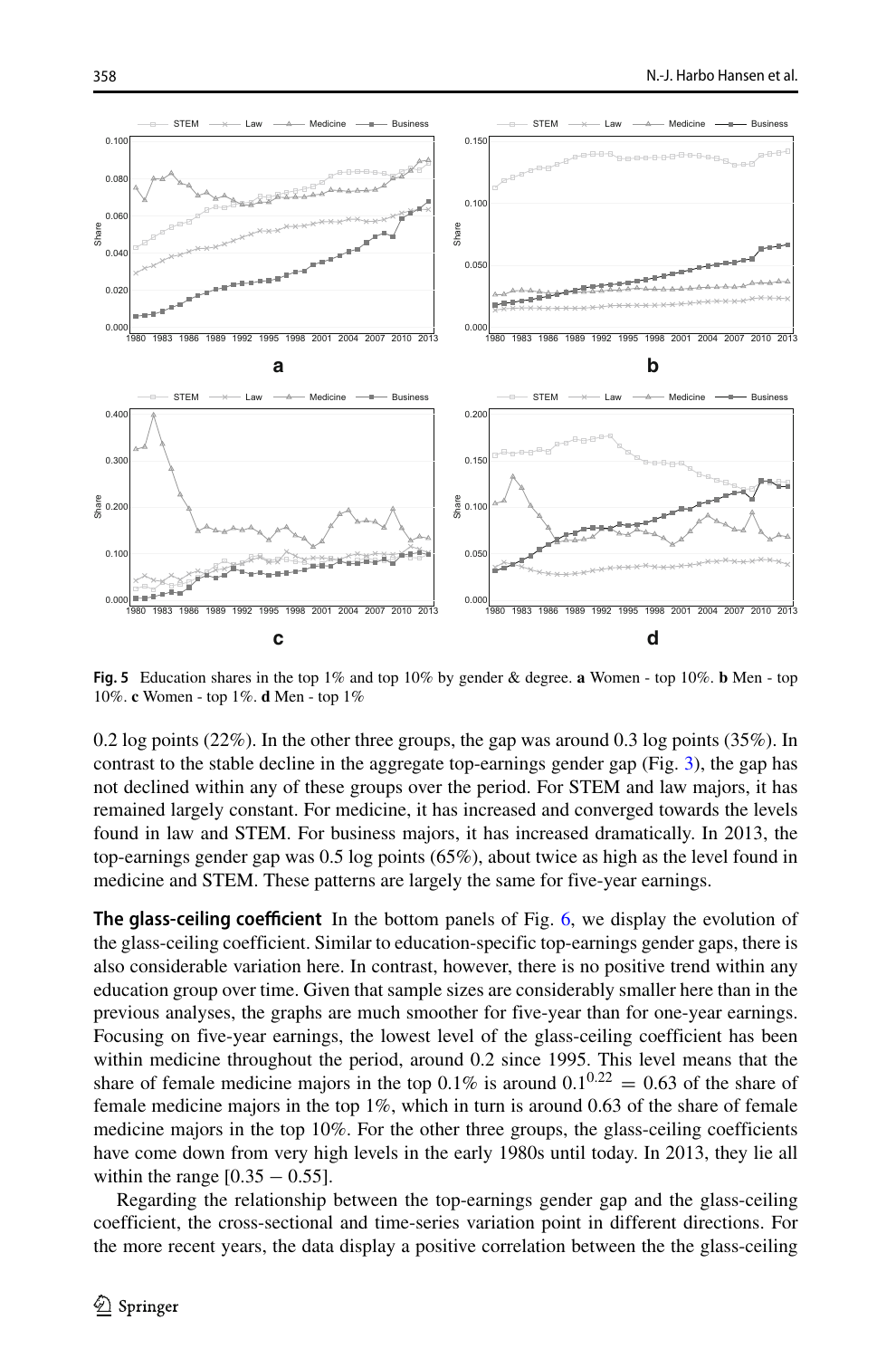**Fig. 5** Education shares in the top 1% and top 10% by gender & degree. **a** Women - top 10%. **b** Men - top 10%. **c** Women - top 1%. **d** Men - top 1%

0.2 log points (22%). In the other three groups, the gap was around 0.3 log points (35%). In contrast to the stable decline in the aggregate top-earnings gender gap (Fig. 3), the gap has not declined within any of these groups over the period. For STEM and law majors, it has remained largely constant. For medicine, it has increased and converged towards the levels found in law and STEM. For business majors, it has increased dramatically. In 2013, the top-earnings gender gap was 0.5 log points (65%), about twice as high as the level found in medicine and STEM. These patterns are largely the same for five-year earnings.

**The glass-ceiling coefficient** In the bottom panels of Fig. 6, we display the evolution of the glass-ceiling coefficient. Similar to education-specific top-earnings gender gaps, there is also considerable variation here. In contrast, however, there is no positive trend within any education group over time. Given that sample sizes are considerably smaller here than in the previous analyses, the graphs are much smoother for five-year than for one-year earnings. Focusing on five-year earnings, the lowest level of the glass-ceiling coefficient has been within medicine throughout the period, around 0.2 since 1995. This level means that the share of female medicine majors in the top 0.1% is around $0.1^{0.22} = 0.63$ of the share of female medicine majors in the top 1%, which in turn is around 0.63 of the share of female medicine majors in the top 10%. For the other three groups, the glass-ceiling coefficients have come down from very high levels in the early 1980s until today. In 2013, they lie all within the range $[0.35 - 0.55]$.

Regarding the relationship between the top-earnings gender gap and the glass-ceiling coefficient, the cross-sectional and time-series variation point in different directions. For the more recent years, the data display a positive correlation between the the glass-ceiling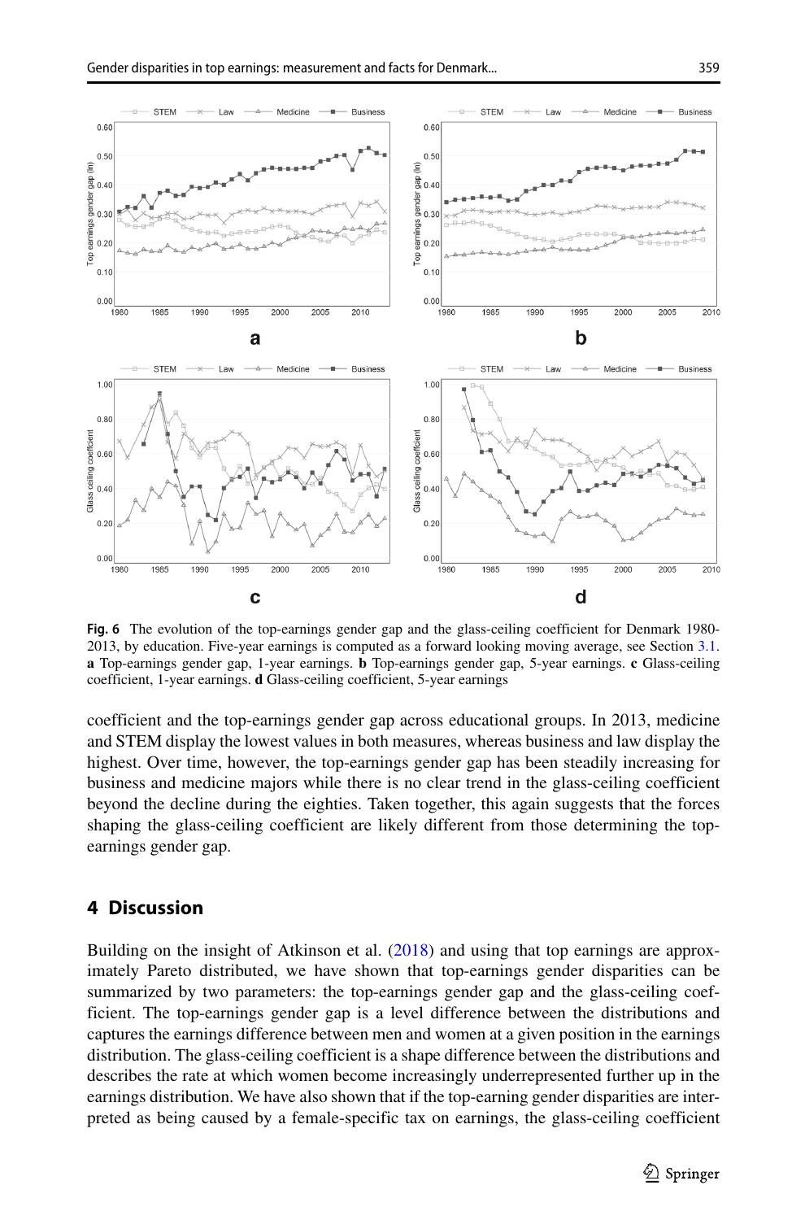**Fig. 6** The evolution of the top-earnings gender gap and the glass-ceiling coefficient for Denmark 1980-2013, by education. Five-year earnings is computed as a forward looking moving average, see Section 3.1. **a** Top-earnings gender gap, 1-year earnings. **b** Top-earnings gender gap, 5-year earnings. **c** Glass-ceiling coefficient, 1-year earnings. **d** Glass-ceiling coefficient, 5-year earnings

coefficient and the top-earnings gender gap across educational groups. In 2013, medicine and STEM display the lowest values in both measures, whereas business and law display the highest. Over time, however, the top-earnings gender gap has been steadily increasing for business and medicine majors while there is no clear trend in the glass-ceiling coefficient beyond the decline during the eighties. Taken together, this again suggests that the forces shaping the glass-ceiling coefficient are likely different from those determining the top-earnings gender gap.

## 4 Discussion

Building on the insight of Atkinson et al. (2018) and using that top earnings are approximately Pareto distributed, we have shown that top-earnings gender disparities can be summarized by two parameters: the top-earnings gender gap and the glass-ceiling coefficient. The top-earnings gender gap is a level difference between the distributions and captures the earnings difference between men and women at a given position in the earnings distribution. The glass-ceiling coefficient is a shape difference between the distributions and describes the rate at which women become increasingly underrepresented further up in the earnings distribution. We have also shown that if the top-earning gender disparities are interpreted as being caused by a female-specific tax on earnings, the glass-ceiling coefficient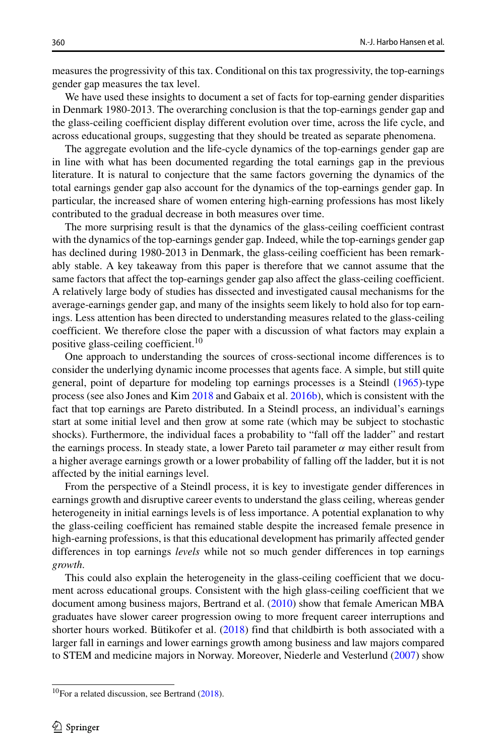measures the progressivity of this tax. Conditional on this tax progressivity, the top-earnings gender gap measures the tax level.

We have used these insights to document a set of facts for top-earning gender disparities in Denmark 1980-2013. The overarching conclusion is that the top-earnings gender gap and the glass-ceiling coefficient display different evolution over time, across the life cycle, and across educational groups, suggesting that they should be treated as separate phenomena.

The aggregate evolution and the life-cycle dynamics of the top-earnings gender gap are in line with what has been documented regarding the total earnings gap in the previous literature. It is natural to conjecture that the same factors governing the dynamics of the total earnings gender gap also account for the dynamics of the top-earnings gender gap. In particular, the increased share of women entering high-earning professions has most likely contributed to the gradual decrease in both measures over time.

The more surprising result is that the dynamics of the glass-ceiling coefficient contrast with the dynamics of the top-earnings gender gap. Indeed, while the top-earnings gender gap has declined during 1980-2013 in Denmark, the glass-ceiling coefficient has been remarkably stable. A key takeaway from this paper is therefore that we cannot assume that the same factors that affect the top-earnings gender gap also affect the glass-ceiling coefficient. A relatively large body of studies has dissected and investigated causal mechanisms for the average-earnings gender gap, and many of the insights seem likely to hold also for top earnings. Less attention has been directed to understanding measures related to the glass-ceiling coefficient. We therefore close the paper with a discussion of what factors may explain a positive glass-ceiling coefficient.[10]

One approach to understanding the sources of cross-sectional income differences is to consider the underlying dynamic income processes that agents face. A simple, but still quite general, point of departure for modeling top earnings processes is a Steindl (1965)-type process (see also Jones and Kim 2018 and Gabaix et al. 2016b), which is consistent with the fact that top earnings are Pareto distributed. In a Steindl process, an individual's earnings start at some initial level and then grow at some rate (which may be subject to stochastic shocks). Furthermore, the individual faces a probability to "fall off the ladder" and restart the earnings process. In steady state, a lower Pareto tail parameter $\alpha$ may either result from a higher average earnings growth or a lower probability of falling off the ladder, but it is not affected by the initial earnings level.

From the perspective of a Steindl process, it is key to investigate gender differences in earnings growth and disruptive career events to understand the glass ceiling, whereas gender heterogeneity in initial earnings levels is of less importance. A potential explanation to why the glass-ceiling coefficient has remained stable despite the increased female presence in high-earning professions, is that this educational development has primarily affected gender differences in top earnings *levels* while not so much gender differences in top earnings *growth*.

This could also explain the heterogeneity in the glass-ceiling coefficient that we document across educational groups. Consistent with the high glass-ceiling coefficient that we document among business majors, Bertrand et al. (2010) show that female American MBA graduates have slower career progression owing to more frequent career interruptions and shorter hours worked. Bütikofer et al. (2018) find that childbirth is both associated with a larger fall in earnings and lower earnings growth among business and law majors compared to STEM and medicine majors in Norway. Moreover, Niederle and Vesterlund (2007) show

[10] For a related discussion, see Bertrand (2018).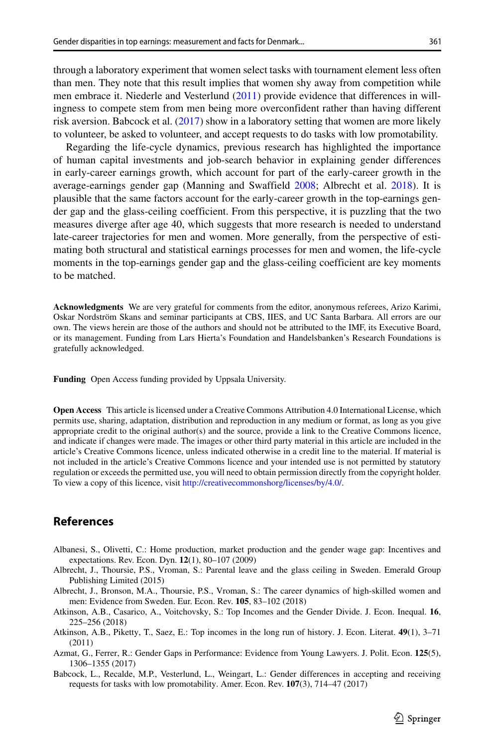through a laboratory experiment that women select tasks with tournament element less often than men. They note that this result implies that women shy away from competition while men embrace it. Niederle and Vesterlund (2011) provide evidence that differences in willingness to compete stem from men being more overconfident rather than having different risk aversion. Babcock et al. (2017) show in a laboratory setting that women are more likely to volunteer, be asked to volunteer, and accept requests to do tasks with low promotability.

Regarding the life-cycle dynamics, previous research has highlighted the importance of human capital investments and job-search behavior in explaining gender differences in early-career earnings growth, which account for part of the early-career growth in the average-earnings gender gap (Manning and Swaffield 2008; Albrecht et al. 2018). It is plausible that the same factors account for the early-career growth in the top-earnings gender gap and the glass-ceiling coefficient. From this perspective, it is puzzling that the two measures diverge after age 40, which suggests that more research is needed to understand late-career trajectories for men and women. More generally, from the perspective of estimating both structural and statistical earnings processes for men and women, the life-cycle moments in the top-earnings gender gap and the glass-ceiling coefficient are key moments to be matched.

**Acknowledgments** We are very grateful for comments from the editor, anonymous referees, Arizo Karimi, Oskar Nordström Skans and seminar participants at CBS, IIES, and UC Santa Barbara. All errors are our own. The views herein are those of the authors and should not be attributed to the IMF, its Executive Board, or its management. Funding from Lars Hierta's Foundation and Handelsbanken's Research Foundations is gratefully acknowledged.

**Funding** Open Access funding provided by Uppsala University.

**Open Access** This article is licensed under a Creative Commons Attribution 4.0 International License, which permits use, sharing, adaptation, distribution and reproduction in any medium or format, as long as you give appropriate credit to the original author(s) and the source, provide a link to the Creative Commons licence, and indicate if changes were made. The images or other third party material in this article are included in the article's Creative Commons licence, unless indicated otherwise in a credit line to the material. If material is not included in the article's Creative Commons licence and your intended use is not permitted by statutory regulation or exceeds the permitted use, you will need to obtain permission directly from the copyright holder. To view a copy of this licence, visit http://creativecommonshorg/licenses/by/4.0/.

## References

Albanesi, S., Olivetti, C.: Home production, market production and the gender wage gap: Incentives and expectations. Rev. Econ. Dyn. **12**(1), 80–107 (2009)

Albrecht, J., Thoursie, P.S., Vroman, S.: Parental leave and the glass ceiling in Sweden. Emerald Group Publishing Limited (2015)

Albrecht, J., Bronson, M.A., Thoursie, P.S., Vroman, S.: The career dynamics of high-skilled women and men: Evidence from Sweden. Eur. Econ. Rev. **105**, 83–102 (2018)

Atkinson, A.B., Casarico, A., Voitchovsky, S.: Top Incomes and the Gender Divide. J. Econ. Inequal. **16**, 225–256 (2018)

Atkinson, A.B., Piketty, T., Saez, E.: Top incomes in the long run of history. J. Econ. Literat. **49**(1), 3–71 (2011)

Azmat, G., Ferrer, R.: Gender Gaps in Performance: Evidence from Young Lawyers. J. Polit. Econ. **125**(5), 1306–1355 (2017)

Babcock, L., Recalde, M.P., Vesterlund, L., Weingart, L.: Gender differences in accepting and receiving requests for tasks with low promotability. Amer. Econ. Rev. **107**(3), 714–47 (2017)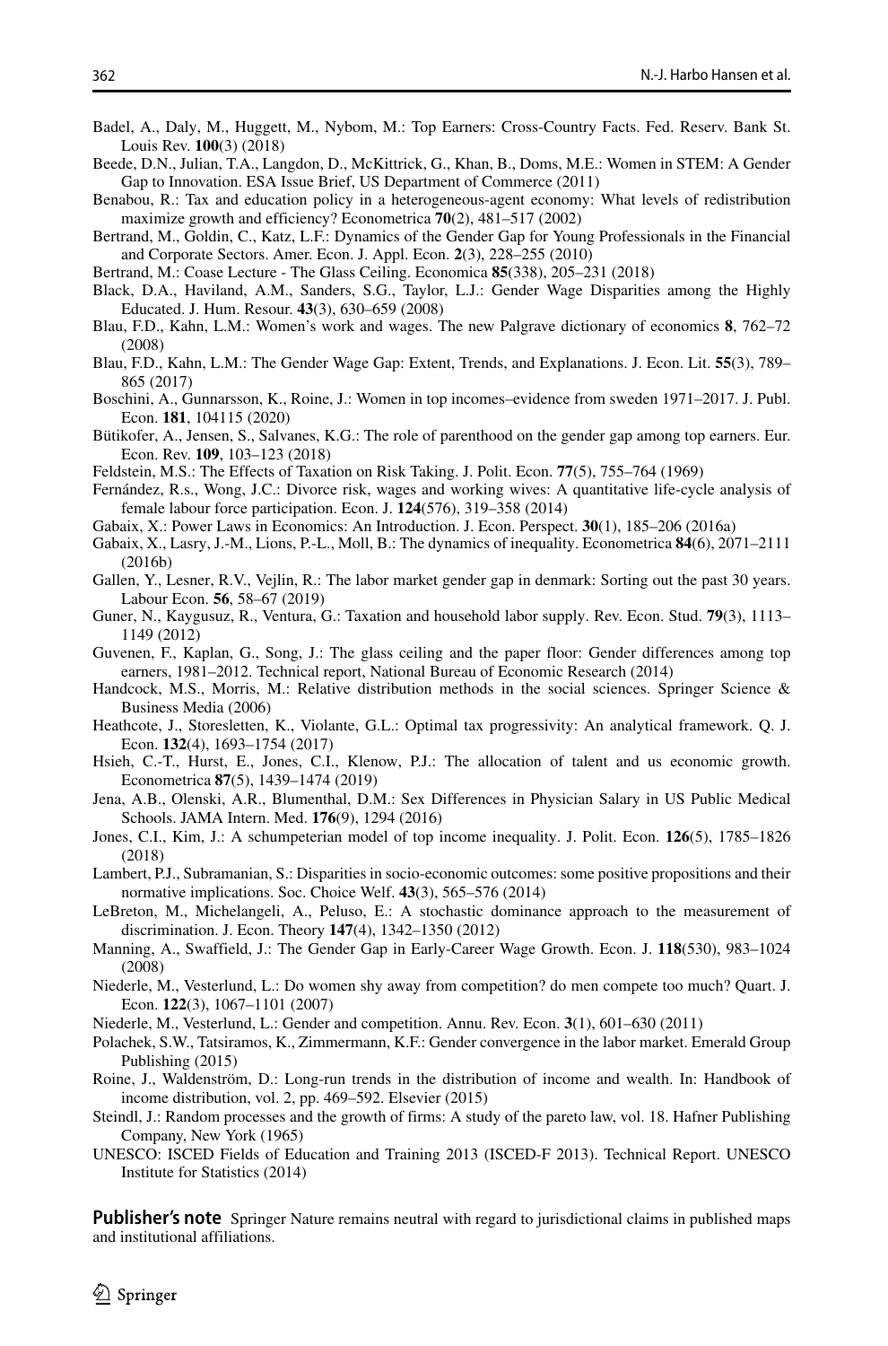Badel, A., Daly, M., Huggett, M., Nybom, M.: Top Earners: Cross-Country Facts. Fed. Reserv. Bank St. Louis Rev. **100**(3) (2018)

Beede, D.N., Julian, T.A., Langdon, D., McKittrick, G., Khan, B., Doms, M.E.: Women in STEM: A Gender Gap to Innovation. ESA Issue Brief, US Department of Commerce (2011)

Benabou, R.: Tax and education policy in a heterogeneous-agent economy: What levels of redistribution maximize growth and efficiency? Econometrica **70**(2), 481–517 (2002)

Bertrand, M., Goldin, C., Katz, L.F.: Dynamics of the Gender Gap for Young Professionals in the Financial and Corporate Sectors. Amer. Econ. J. Appl. Econ. **2**(3), 228–255 (2010)

Bertrand, M.: Coase Lecture - The Glass Ceiling. Economica **85**(338), 205–231 (2018)

Black, D.A., Haviland, A.M., Sanders, S.G., Taylor, L.J.: Gender Wage Disparities among the Highly Educated. J. Hum. Resour. **43**(3), 630–659 (2008)

Blau, F.D., Kahn, L.M.: Women's work and wages. The new Palgrave dictionary of economics **8**, 762–72 (2008)

Blau, F.D., Kahn, L.M.: The Gender Wage Gap: Extent, Trends, and Explanations. J. Econ. Lit. **55**(3), 789–865 (2017)

Boschini, A., Gunnarsson, K., Roine, J.: Women in top incomes–evidence from sweden 1971–2017. J. Publ. Econ. **181**, 104115 (2020)

Bütikofer, A., Jensen, S., Salvanes, K.G.: The role of parenthood on the gender gap among top earners. Eur. Econ. Rev. **109**, 103–123 (2018)

Feldstein, M.S.: The Effects of Taxation on Risk Taking. J. Polit. Econ. **77**(5), 755–764 (1969)

Fernández, R.s., Wong, J.C.: Divorce risk, wages and working wives: A quantitative life-cycle analysis of female labour force participation. Econ. J. **124**(576), 319–358 (2014)

Gabaix, X.: Power Laws in Economics: An Introduction. J. Econ. Perspect. **30**(1), 185–206 (2016a)

Gabaix, X., Lasry, J.-M., Lions, P.-L., Moll, B.: The dynamics of inequality. Econometrica **84**(6), 2071–2111 (2016b)

Gallen, Y., Lesner, R.V., Vejlin, R.: The labor market gender gap in denmark: Sorting out the past 30 years. Labour Econ. **56**, 58–67 (2019)

Guner, N., Kaygusuz, R., Ventura, G.: Taxation and household labor supply. Rev. Econ. Stud. **79**(3), 1113–1149 (2012)

Guvenen, F., Kaplan, G., Song, J.: The glass ceiling and the paper floor: Gender differences among top earners, 1981–2012. Technical report, National Bureau of Economic Research (2014)

Handcock, M.S., Morris, M.: Relative distribution methods in the social sciences. Springer Science & Business Media (2006)

Heathcote, J., Storesletten, K., Violante, G.L.: Optimal tax progressivity: An analytical framework. Q. J. Econ. **132**(4), 1693–1754 (2017)

Hsieh, C.-T., Hurst, E., Jones, C.I., Klenow, P.J.: The allocation of talent and us economic growth. Econometrica **87**(5), 1439–1474 (2019)

Jena, A.B., Olenski, A.R., Blumenthal, D.M.: Sex Differences in Physician Salary in US Public Medical Schools. JAMA Intern. Med. **176**(9), 1294 (2016)

Jones, C.I., Kim, J.: A schumpeterian model of top income inequality. J. Polit. Econ. **126**(5), 1785–1826 (2018)

Lambert, P.J., Subramanian, S.: Disparities in socio-economic outcomes: some positive propositions and their normative implications. Soc. Choice Welf. **43**(3), 565–576 (2014)

LeBreton, M., Michelangeli, A., Peluso, E.: A stochastic dominance approach to the measurement of discrimination. J. Econ. Theory **147**(4), 1342–1350 (2012)

Manning, A., Swaffield, J.: The Gender Gap in Early-Career Wage Growth. Econ. J. **118**(530), 983–1024 (2008)

Niederle, M., Vesterlund, L.: Do women shy away from competition? do men compete too much? Quart. J. Econ. **122**(3), 1067–1101 (2007)

Niederle, M., Vesterlund, L.: Gender and competition. Annu. Rev. Econ. **3**(1), 601–630 (2011)

Polachek, S.W., Tatsiramos, K., Zimmermann, K.F.: Gender convergence in the labor market. Emerald Group Publishing (2015)

Roine, J., Waldenström, D.: Long-run trends in the distribution of income and wealth. In: Handbook of income distribution, vol. 2, pp. 469–592. Elsevier (2015)

Steindl, J.: Random processes and the growth of firms: A study of the pareto law, vol. 18. Hafner Publishing Company, New York (1965)

UNESCO: ISCED Fields of Education and Training 2013 (ISCED-F 2013). Technical Report. UNESCO Institute for Statistics (2014)

**Publisher's note** Springer Nature remains neutral with regard to jurisdictional claims in published maps and institutional affiliations.